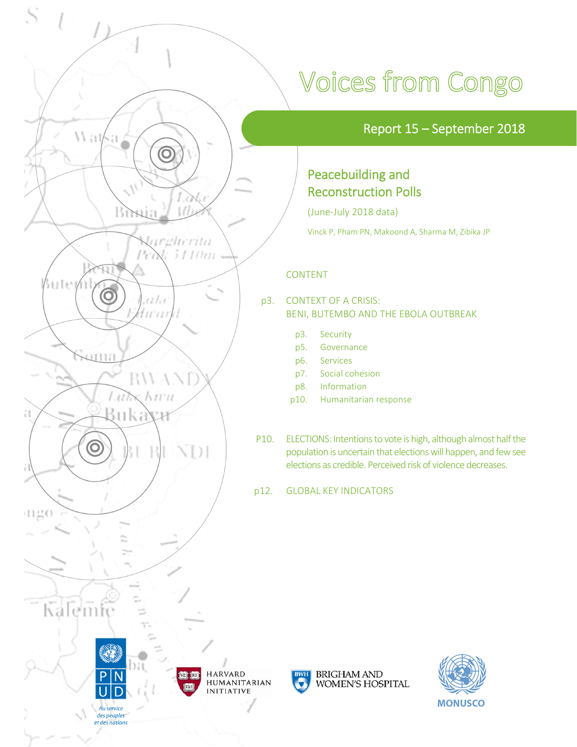# Voices from Congo

## Report 15 – September 2018

## Peacebuilding and Reconstruction Polls

(June-July 2018 data)

Vinck P, Pham PN, Makoond A, Sharma M, Zibika JP

CONTENT

p3. CONTEXT OF A CRISIS: BENI, BUTEMBO AND THE EBOLA OUTBREAK

- p3. Security
- p5. Governance
- p6. Services
- p7. Social cohesion
- p8. Information
- p10. Humanitarian response

P10. ELECTIONS: Intentions to vote is high, although almost half the population is uncertain that elections will happen, and few see elections as credible. Perceived risk of violence decreases.

p12. GLOBAL KEY INDICATORS

PNUD — Au service des peuples et des nations

HARVARD HUMANITARIAN INITIATIVE

BRIGHAM AND WOMEN'S HOSPITAL

MONUSCO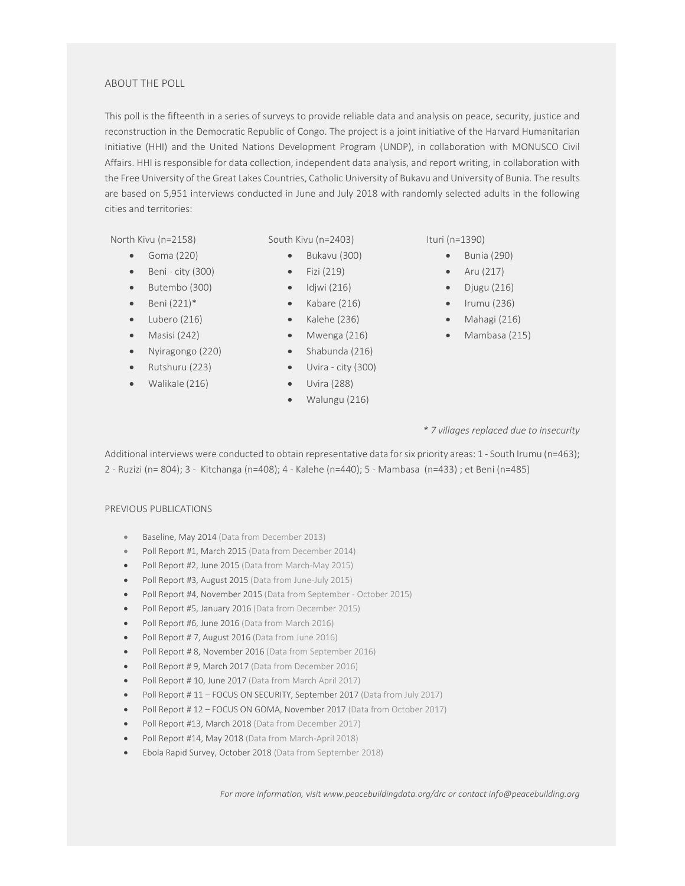## ABOUT THE POLL

This poll is the fifteenth in a series of surveys to provide reliable data and analysis on peace, security, justice and reconstruction in the Democratic Republic of Congo. The project is a joint initiative of the Harvard Humanitarian Initiative (HHI) and the United Nations Development Program (UNDP), in collaboration with MONUSCO Civil Affairs. HHI is responsible for data collection, independent data analysis, and report writing, in collaboration with the Free University of the Great Lakes Countries, Catholic University of Bukavu and University of Bunia. The results are based on 5,951 interviews conducted in June and July 2018 with randomly selected adults in the following cities and territories:

North Kivu (n=2158)

- Goma (220)
- Beni - city (300)
- Butembo (300)
- Beni (221)*
- Lubero (216)
- Masisi (242)
- Nyiragongo (220)
- Rutshuru (223)
- Walikale (216)

South Kivu (n=2403)

- Bukavu (300)
- Fizi (219)
- Idjwi (216)
- Kabare (216)
- Kalehe (236)
- Mwenga (216)
- Shabunda (216)
- Uvira - city (300)
- Uvira (288)
- Walungu (216)

Ituri (n=1390)

- Bunia (290)
- Aru (217)
- Djugu (216)
- Irumu (236)
- Mahagi (216)
- Mambasa (215)

*\* 7 villages replaced due to insecurity*

Additional interviews were conducted to obtain representative data for six priority areas: 1 - South Irumu (n=463); 2 - Ruzizi (n= 804); 3 - Kitchanga (n=408); 4 - Kalehe (n=440); 5 - Mambasa (n=433) ; et Beni (n=485)

## PREVIOUS PUBLICATIONS

- Baseline, May 2014 (Data from December 2013)
- Poll Report #1, March 2015 (Data from December 2014)
- Poll Report #2, June 2015 (Data from March-May 2015)
- Poll Report #3, August 2015 (Data from June-July 2015)
- Poll Report #4, November 2015 (Data from September - October 2015)
- Poll Report #5, January 2016 (Data from December 2015)
- Poll Report #6, June 2016 (Data from March 2016)
- Poll Report # 7, August 2016 (Data from June 2016)
- Poll Report # 8, November 2016 (Data from September 2016)
- Poll Report # 9, March 2017 (Data from December 2016)
- Poll Report # 10, June 2017 (Data from March April 2017)
- Poll Report # 11 – FOCUS ON SECURITY, September 2017 (Data from July 2017)
- Poll Report # 12 – FOCUS ON GOMA, November 2017 (Data from October 2017)
- Poll Report #13, March 2018 (Data from December 2017)
- Poll Report #14, May 2018 (Data from March-April 2018)
- Ebola Rapid Survey, October 2018 (Data from September 2018)

*For more information, visit www.peacebuildingdata.org/drc or contact info@peacebuilding.org*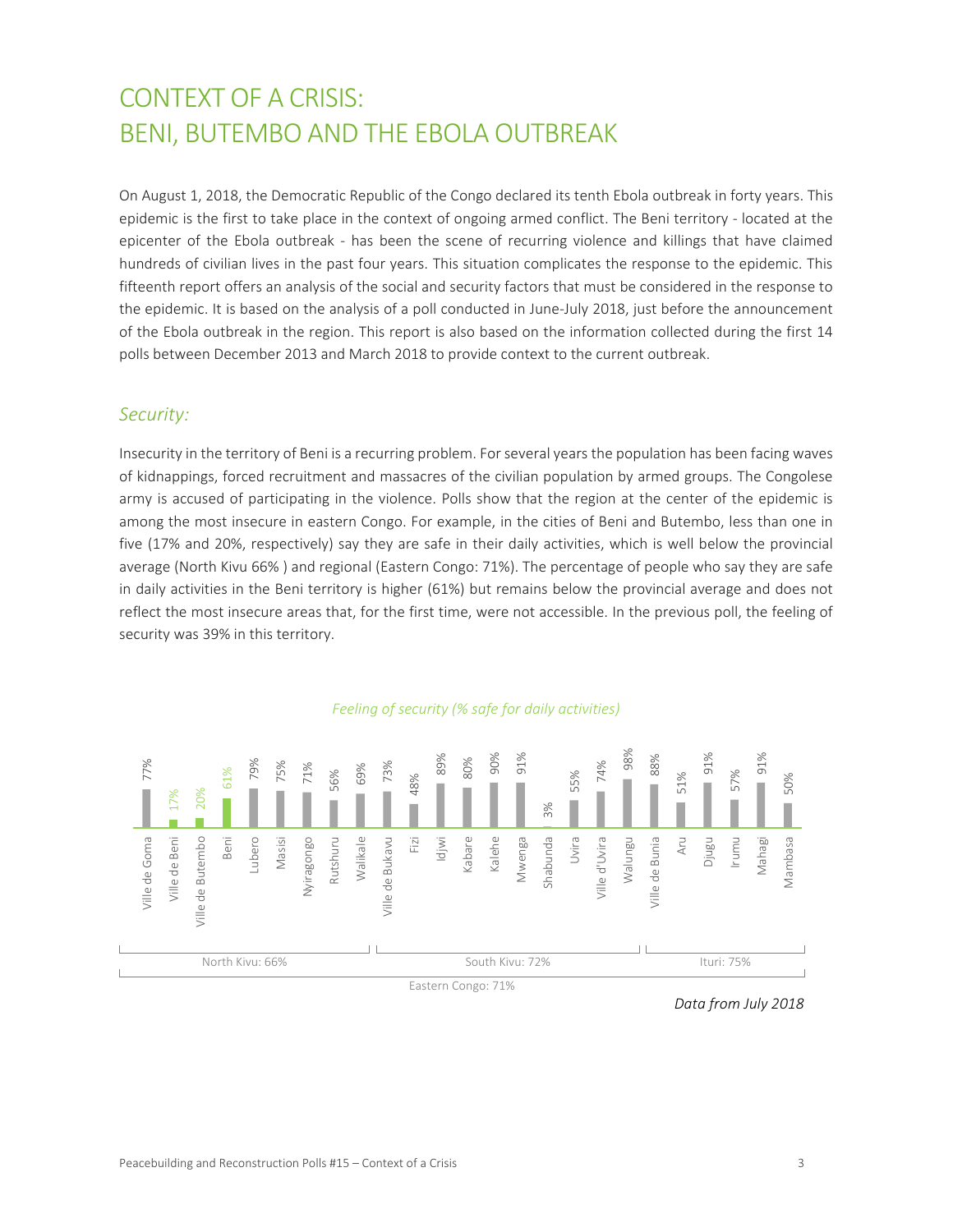# CONTEXT OF A CRISIS: BENI, BUTEMBO AND THE EBOLA OUTBREAK

On August 1, 2018, the Democratic Republic of the Congo declared its tenth Ebola outbreak in forty years. This epidemic is the first to take place in the context of ongoing armed conflict. The Beni territory - located at the epicenter of the Ebola outbreak - has been the scene of recurring violence and killings that have claimed hundreds of civilian lives in the past four years. This situation complicates the response to the epidemic. This fifteenth report offers an analysis of the social and security factors that must be considered in the response to the epidemic. It is based on the analysis of a poll conducted in June-July 2018, just before the announcement of the Ebola outbreak in the region. This report is also based on the information collected during the first 14 polls between December 2013 and March 2018 to provide context to the current outbreak.

## *Security:*

Insecurity in the territory of Beni is a recurring problem. For several years the population has been facing waves of kidnappings, forced recruitment and massacres of the civilian population by armed groups. The Congolese army is accused of participating in the violence. Polls show that the region at the center of the epidemic is among the most insecure in eastern Congo. For example, in the cities of Beni and Butembo, less than one in five (17% and 20%, respectively) say they are safe in their daily activities, which is well below the provincial average (North Kivu 66% ) and regional (Eastern Congo: 71%). The percentage of people who say they are safe in daily activities in the Beni territory is higher (61%) but remains below the provincial average and does not reflect the most insecure areas that, for the first time, were not accessible. In the previous poll, the feeling of security was 39% in this territory.

*Feeling of security (% safe for daily activities)*

| Province | Location | % safe |
|---|---|---|
| North Kivu: 66% | Ville de Goma | 77% |
| | Ville de Beni | 17% |
| | Ville de Butembo | 20% |
| | Beni | 61% |
| | Lubero | 79% |
| | Masisi | 75% |
| | Nyiragongo | 71% |
| | Rutshuru | 56% |
| | Walikale | 69% |
| South Kivu: 72% | Ville de Bukavu | 73% |
| | Fizi | 48% |
| | Idjwi | 89% |
| | Kabare | 80% |
| | Kalehe | 90% |
| | Mwenga | 91% |
| | Shabunda | 3% |
| | Uvira | 55% |
| | Ville d'Uvira | 74% |
| | Walungu | 98% |
| Ituri: 75% | Ville de Bunia | 88% |
| | Aru | 51% |
| | Djugu | 91% |
| | Irumu | 57% |
| | Mahagi | 91% |
| | Mambasa | 50% |

Eastern Congo: 71%

*Data from July 2018*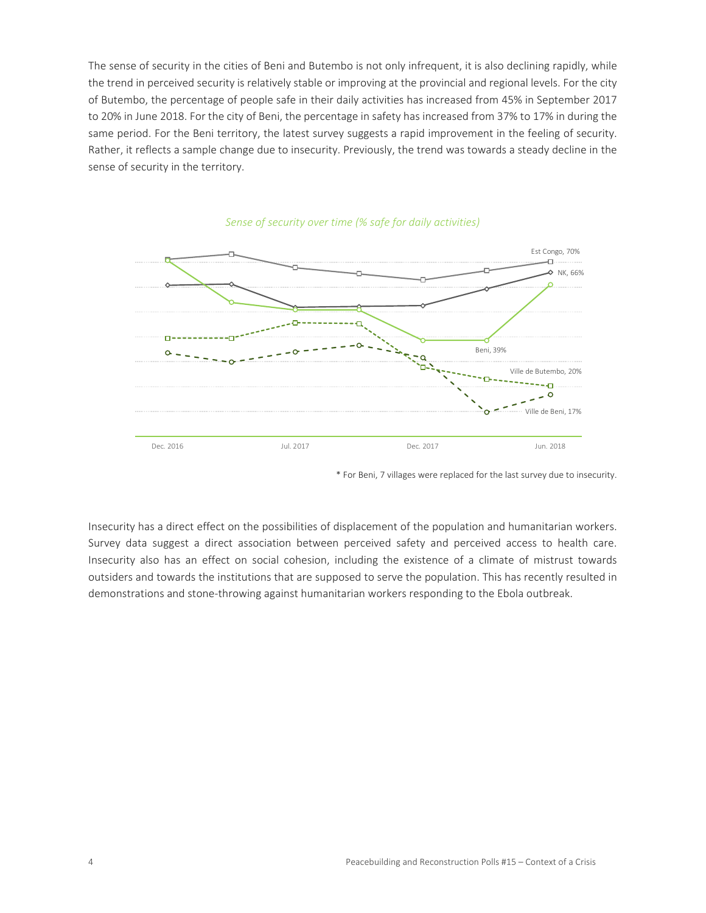The sense of security in the cities of Beni and Butembo is not only infrequent, it is also declining rapidly, while the trend in perceived security is relatively stable or improving at the provincial and regional levels. For the city of Butembo, the percentage of people safe in their daily activities has increased from 45% in September 2017 to 20% in June 2018. For the city of Beni, the percentage in safety has increased from 37% to 17% in during the same period. For the Beni territory, the latest survey suggests a rapid improvement in the feeling of security. Rather, it reflects a sample change due to insecurity. Previously, the trend was towards a steady decline in the sense of security in the territory.

*Sense of security over time (% safe for daily activities)*

Est Congo, 70%
NK, 66%
Beni, 39%
Ville de Butembo, 20%
Ville de Beni, 17%

Dec. 2016 | Jul. 2017 | Dec. 2017 | Jun. 2018

\* For Beni, 7 villages were replaced for the last survey due to insecurity.

Insecurity has a direct effect on the possibilities of displacement of the population and humanitarian workers. Survey data suggest a direct association between perceived safety and perceived access to health care. Insecurity also has an effect on social cohesion, including the existence of a climate of mistrust towards outsiders and towards the institutions that are supposed to serve the population. This has recently resulted in demonstrations and stone-throwing against humanitarian workers responding to the Ebola outbreak.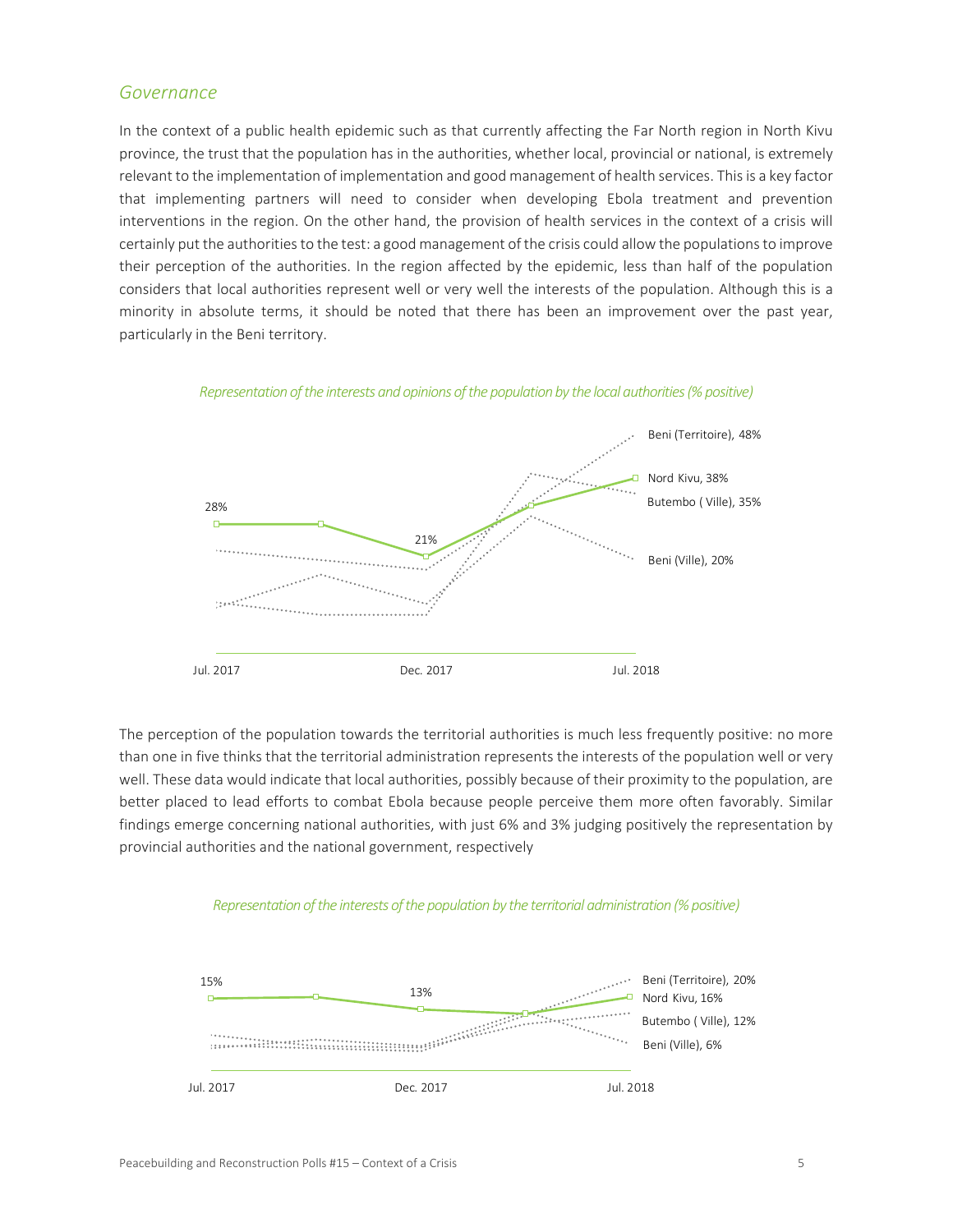## *Governance*

In the context of a public health epidemic such as that currently affecting the Far North region in North Kivu province, the trust that the population has in the authorities, whether local, provincial or national, is extremely relevant to the implementation of implementation and good management of health services. This is a key factor that implementing partners will need to consider when developing Ebola treatment and prevention interventions in the region. On the other hand, the provision of health services in the context of a crisis will certainly put the authorities to the test: a good management of the crisis could allow the populations to improve their perception of the authorities. In the region affected by the epidemic, less than half of the population considers that local authorities represent well or very well the interests of the population. Although this is a minority in absolute terms, it should be noted that there has been an improvement over the past year, particularly in the Beni territory.

*Representation of the interests and opinions of the population by the local authorities (% positive)*

28%

21%

Beni (Territoire), 48%

Nord Kivu, 38%

Butembo ( Ville), 35%

Beni (Ville), 20%

Jul. 2017 Dec. 2017 Jul. 2018

The perception of the population towards the territorial authorities is much less frequently positive: no more than one in five thinks that the territorial administration represents the interests of the population well or very well. These data would indicate that local authorities, possibly because of their proximity to the population, are better placed to lead efforts to combat Ebola because people perceive them more often favorably. Similar findings emerge concerning national authorities, with just 6% and 3% judging positively the representation by provincial authorities and the national government, respectively

*Representation of the interests of the population by the territorial administration (% positive)*

15%

13%

Beni (Territoire), 20%

Nord Kivu, 16%

Butembo ( Ville), 12%

Beni (Ville), 6%

Jul. 2017 Dec. 2017 Jul. 2018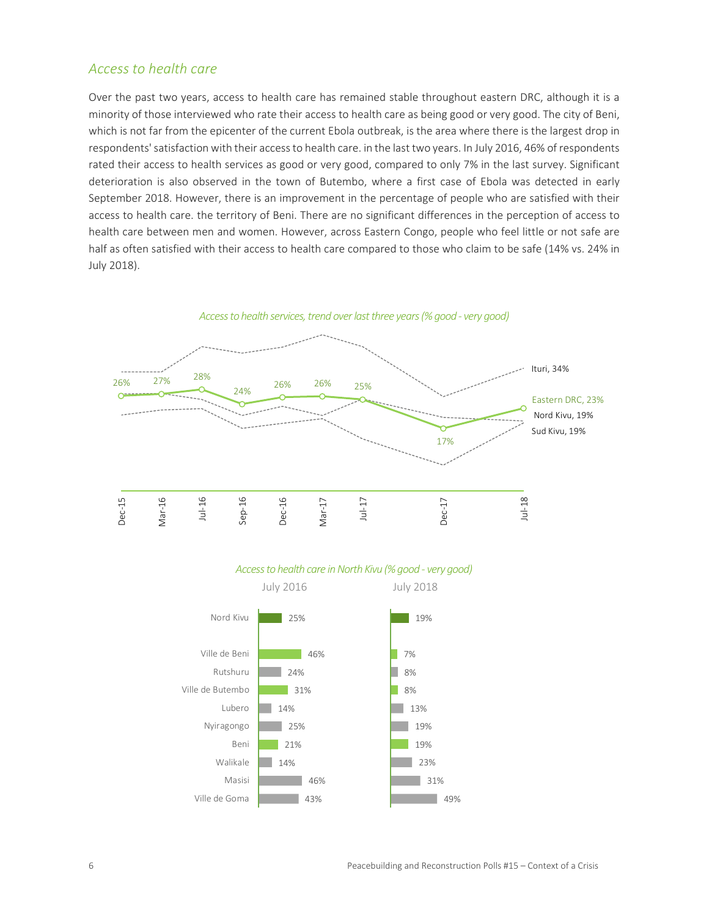## *Access to health care*

Over the past two years, access to health care has remained stable throughout eastern DRC, although it is a minority of those interviewed who rate their access to health care as being good or very good. The city of Beni, which is not far from the epicenter of the current Ebola outbreak, is the area where there is the largest drop in respondents' satisfaction with their access to health care. in the last two years. In July 2016, 46% of respondents rated their access to health services as good or very good, compared to only 7% in the last survey. Significant deterioration is also observed in the town of Butembo, where a first case of Ebola was detected in early September 2018. However, there is an improvement in the percentage of people who are satisfied with their access to health care. the territory of Beni. There are no significant differences in the perception of access to health care between men and women. However, across Eastern Congo, people who feel little or not safe are half as often satisfied with their access to health care compared to those who claim to be safe (14% vs. 24% in July 2018).

*Access to health services, trend over last three years (% good - very good)*

| | Dec-15 | Mar-16 | Jul-16 | Sep-16 | Dec-16 | Mar-17 | Jul-17 | Dec-17 | Jul-18 |
|---|---|---|---|---|---|---|---|---|---|
| Eastern DRC | 26% | 27% | 28% | 24% | 26% | 26% | 25% | 17% | 23% |

Ituri, 34% · Nord Kivu, 19% · Sud Kivu, 19% (Jul-18)

*Access to health care in North Kivu (% good - very good)*

| | July 2016 | July 2018 |
|---|---|---|
| Nord Kivu | 25% | 19% |
| Ville de Beni | 46% | 7% |
| Rutshuru | 24% | 8% |
| Ville de Butembo | 31% | 8% |
| Lubero | 14% | 13% |
| Nyiragongo | 25% | 19% |
| Beni | 21% | 19% |
| Walikale | 14% | 23% |
| Masisi | 46% | 31% |
| Ville de Goma | 43% | 49% |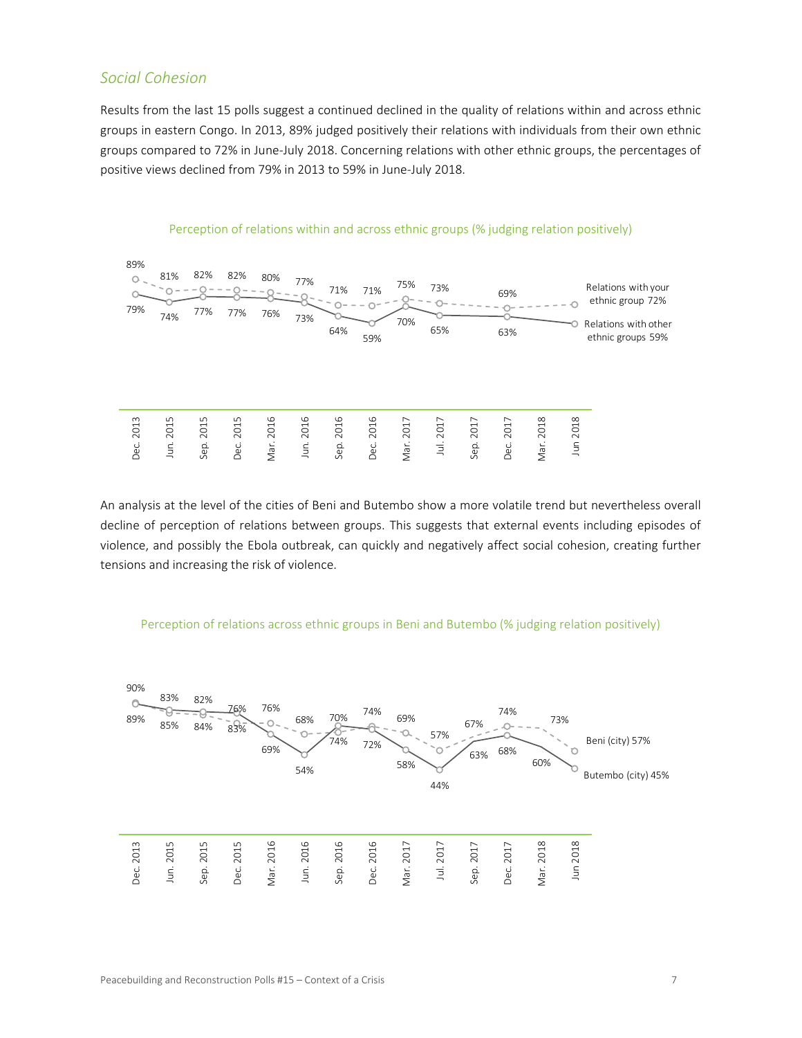## *Social Cohesion*

Results from the last 15 polls suggest a continued declined in the quality of relations within and across ethnic groups in eastern Congo. In 2013, 89% judged positively their relations with individuals from their own ethnic groups compared to 72% in June-July 2018. Concerning relations with other ethnic groups, the percentages of positive views declined from 79% in 2013 to 59% in June-July 2018.

Perception of relations within and across ethnic groups (% judging relation positively)

| | Dec. 2013 | Jun. 2015 | Sep. 2015 | Dec. 2015 | Mar. 2016 | Jun. 2016 | Sep. 2016 | Dec. 2016 | Mar. 2017 | Jul. 2017 | Sep. 2017 | Dec. 2017 | Mar. 2018 | Jun 2018 |
|---|---|---|---|---|---|---|---|---|---|---|---|---|---|---|
| Relations with your ethnic group | 89% | 81% | 82% | 82% | 80% | 77% | 71% | 71% | 75% | 73% | | 69% | | 72% |
| Relations with other ethnic groups | 79% | 74% | 77% | 77% | 76% | 73% | 64% | 59% | 70% | 65% | | 63% | | 59% |

An analysis at the level of the cities of Beni and Butembo show a more volatile trend but nevertheless overall decline of perception of relations between groups. This suggests that external events including episodes of violence, and possibly the Ebola outbreak, can quickly and negatively affect social cohesion, creating further tensions and increasing the risk of violence.

Perception of relations across ethnic groups in Beni and Butembo (% judging relation positively)

| | Dec. 2013 | Jun. 2015 | Sep. 2015 | Dec. 2015 | Mar. 2016 | Jun. 2016 | Sep. 2016 | Dec. 2016 | Mar. 2017 | Jul. 2017 | Sep. 2017 | Dec. 2017 | Mar. 2018 | Jun 2018 |
|---|---|---|---|---|---|---|---|---|---|---|---|---|---|---|
| Beni (city) | 89% | 85% | 84% | 83% | 76% | 68% | 70% | 74% | 69% | 57% | 67% | 74% | 73% | 57% |
| Butembo (city) | 90% | 83% | 82% | 76% | 69% | 54% | 74% | 72% | 58% | 44% | 63% | 68% | 60% | 45% |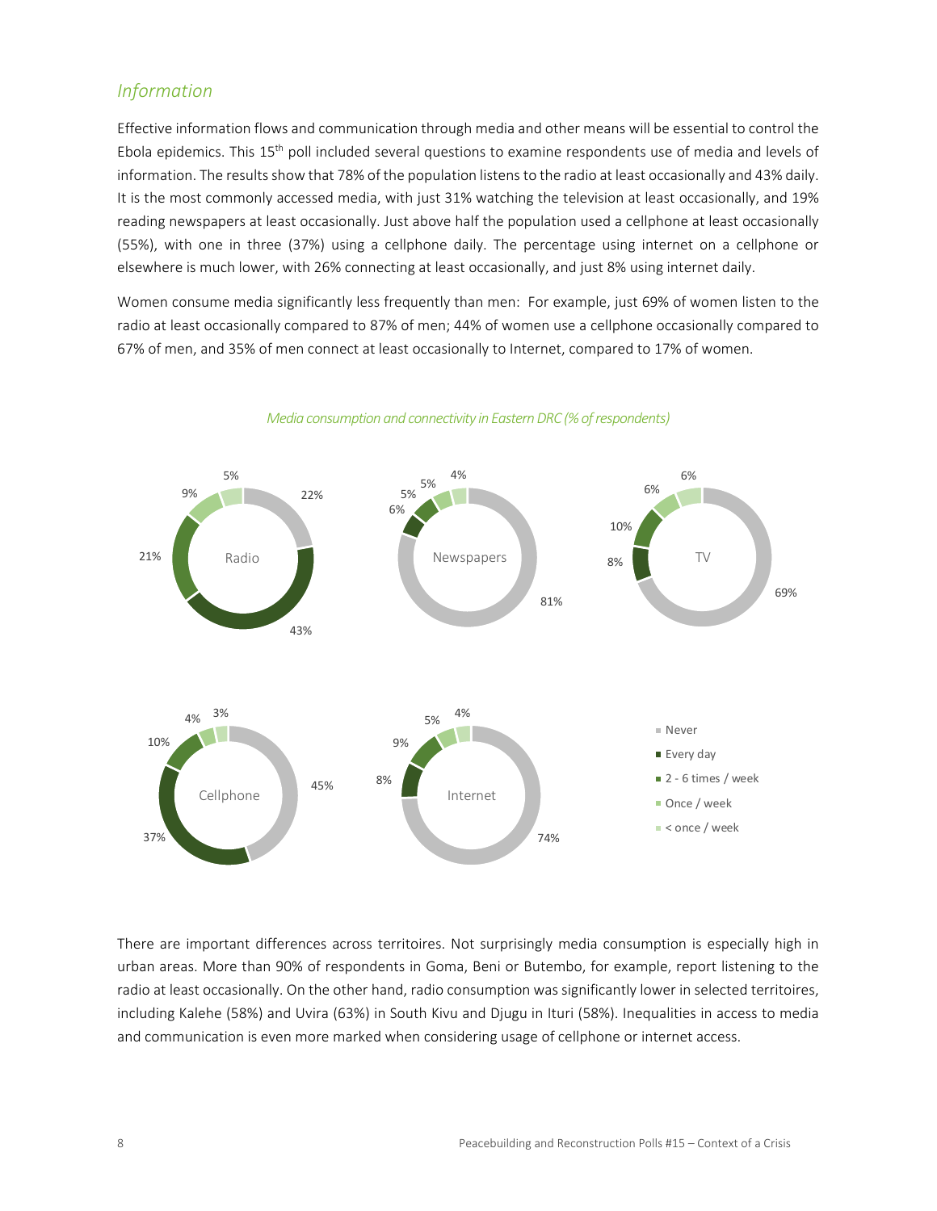## *Information*

Effective information flows and communication through media and other means will be essential to control the Ebola epidemics. This 15th poll included several questions to examine respondents use of media and levels of information. The results show that 78% of the population listens to the radio at least occasionally and 43% daily. It is the most commonly accessed media, with just 31% watching the television at least occasionally, and 19% reading newspapers at least occasionally. Just above half the population used a cellphone at least occasionally (55%), with one in three (37%) using a cellphone daily. The percentage using internet on a cellphone or elsewhere is much lower, with 26% connecting at least occasionally, and just 8% using internet daily.

Women consume media significantly less frequently than men: For example, just 69% of women listen to the radio at least occasionally compared to 87% of men; 44% of women use a cellphone occasionally compared to 67% of men, and 35% of men connect at least occasionally to Internet, compared to 17% of women.

*Media consumption and connectivity in Eastern DRC (% of respondents)*

| | Never | Every day | 2 - 6 times / week | Once / week | < once / week |
|---|---|---|---|---|---|
| Radio | 22% | 43% | 21% | 9% | 5% |
| Newspapers | 81% | 6% | 5% | 5% | 4% |
| TV | 69% | 8% | 10% | 6% | 6% |
| Cellphone | 45% | 37% | 10% | 4% | 3% |
| Internet | 74% | 8% | 9% | 5% | 4% |

There are important differences across territoires. Not surprisingly media consumption is especially high in urban areas. More than 90% of respondents in Goma, Beni or Butembo, for example, report listening to the radio at least occasionally. On the other hand, radio consumption was significantly lower in selected territoires, including Kalehe (58%) and Uvira (63%) in South Kivu and Djugu in Ituri (58%). Inequalities in access to media and communication is even more marked when considering usage of cellphone or internet access.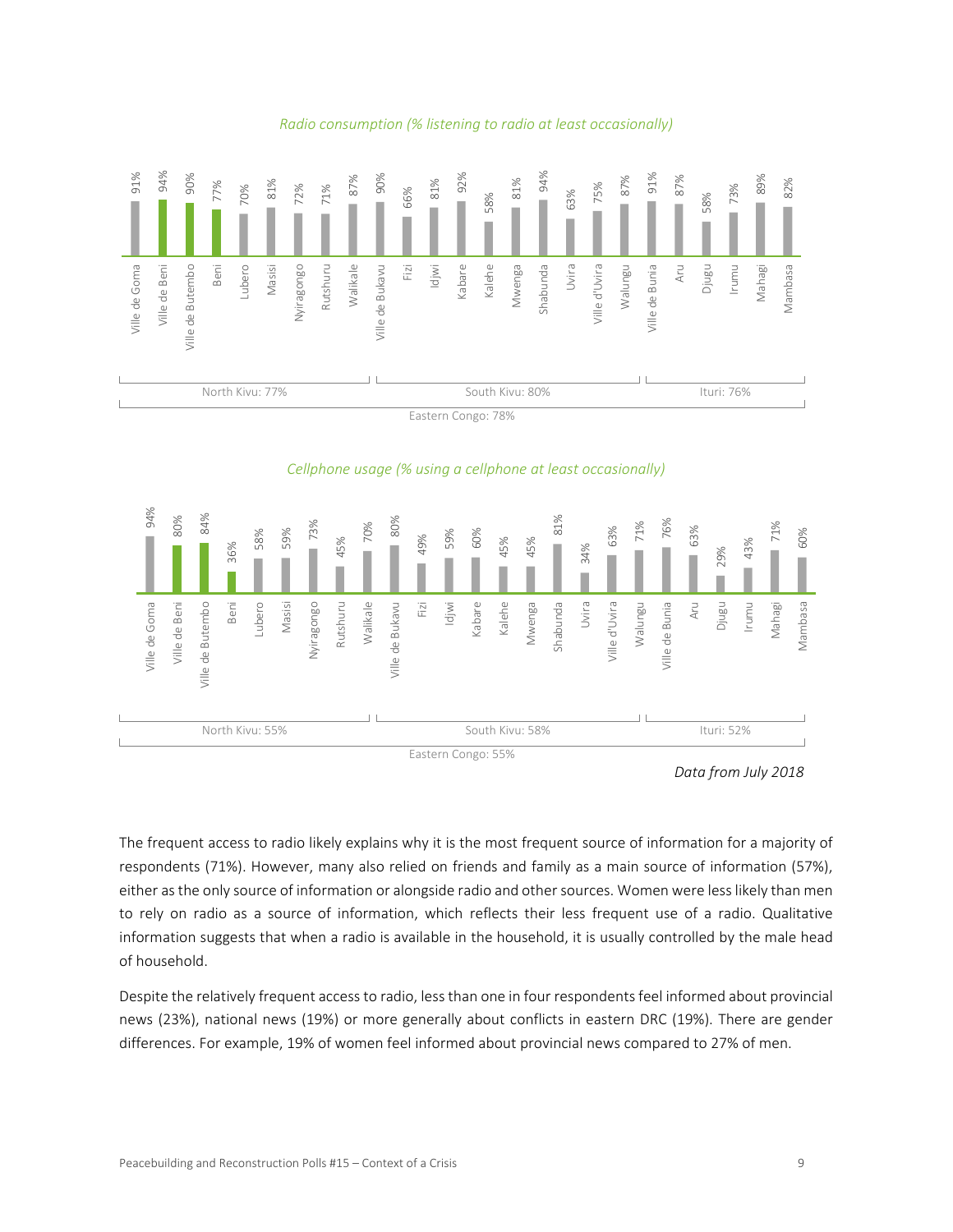*Radio consumption (% listening to radio at least occasionally)*

| Province | Location | Radio consumption |
|---|---|---|
| North Kivu: 77% | Ville de Goma | 91% |
| | Ville de Beni | 94% |
| | Ville de Butembo | 90% |
| | Beni | 77% |
| | Lubero | 70% |
| | Masisi | 81% |
| | Nyiragongo | 72% |
| | Rutshuru | 71% |
| | Walikale | 87% |
| South Kivu: 80% | Ville de Bukavu | 90% |
| | Fizi | 66% |
| | Idjwi | 81% |
| | Kabare | 92% |
| | Kalehe | 58% |
| | Mwenga | 81% |
| | Shabunda | 94% |
| | Uvira | 63% |
| | Ville d'Uvira | 75% |
| | Walungu | 87% |
| Ituri: 76% | Ville de Bunia | 91% |
| | Aru | 87% |
| | Djugu | 58% |
| | Irumu | 73% |
| | Mahagi | 89% |
| | Mambasa | 82% |

Eastern Congo: 78%

*Cellphone usage (% using a cellphone at least occasionally)*

| Province | Location | Cellphone usage |
|---|---|---|
| North Kivu: 55% | Ville de Goma | 94% |
| | Ville de Beni | 80% |
| | Ville de Butembo | 84% |
| | Beni | 36% |
| | Lubero | 58% |
| | Masisi | 59% |
| | Nyiragongo | 73% |
| | Rutshuru | 45% |
| | Walikale | 70% |
| South Kivu: 58% | Ville de Bukavu | 80% |
| | Fizi | 49% |
| | Idjwi | 59% |
| | Kabare | 60% |
| | Kalehe | 45% |
| | Mwenga | 45% |
| | Shabunda | 81% |
| | Uvira | 34% |
| | Ville d'Uvira | 63% |
| | Walungu | 71% |
| Ituri: 52% | Ville de Bunia | 76% |
| | Aru | 63% |
| | Djugu | 29% |
| | Irumu | 43% |
| | Mahagi | 71% |
| | Mambasa | 60% |

Eastern Congo: 55%

*Data from July 2018*

The frequent access to radio likely explains why it is the most frequent source of information for a majority of respondents (71%). However, many also relied on friends and family as a main source of information (57%), either as the only source of information or alongside radio and other sources. Women were less likely than men to rely on radio as a source of information, which reflects their less frequent use of a radio. Qualitative information suggests that when a radio is available in the household, it is usually controlled by the male head of household.

Despite the relatively frequent access to radio, less than one in four respondents feel informed about provincial news (23%), national news (19%) or more generally about conflicts in eastern DRC (19%). There are gender differences. For example, 19% of women feel informed about provincial news compared to 27% of men.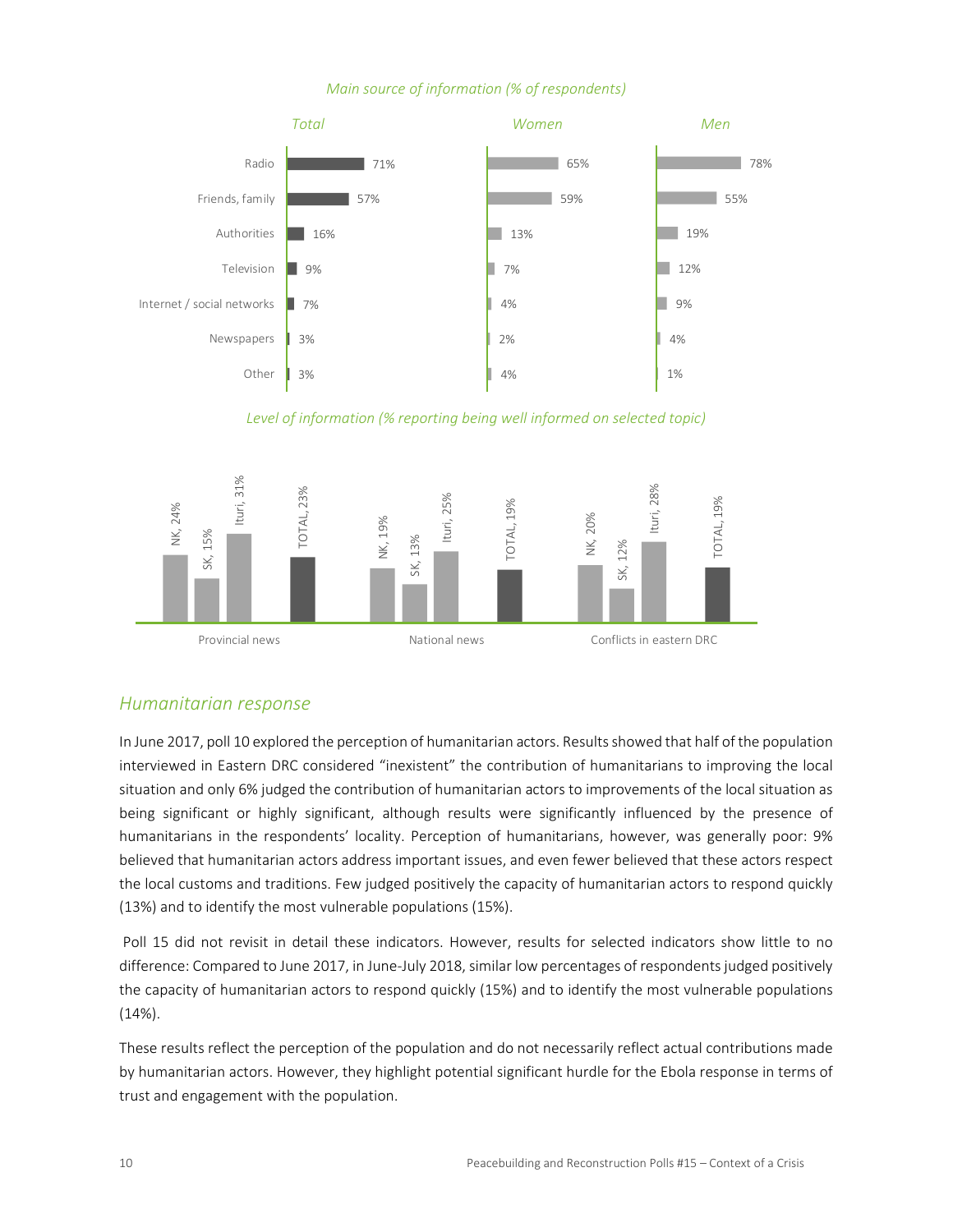*Main source of information (% of respondents)*

| | Total | Women | Men |
|---|---|---|---|
| Radio | 71% | 65% | 78% |
| Friends, family | 57% | 59% | 55% |
| Authorities | 16% | 13% | 19% |
| Television | 9% | 7% | 12% |
| Internet / social networks | 7% | 4% | 9% |
| Newspapers | 3% | 2% | 4% |
| Other | 3% | 4% | 1% |

*Level of information (% reporting being well informed on selected topic)*

| | NK | SK | Ituri | TOTAL |
|---|---|---|---|---|
| Provincial news | 24% | 15% | 31% | 23% |
| National news | 19% | 13% | 25% | 19% |
| Conflicts in eastern DRC | 20% | 12% | 28% | 19% |

## Humanitarian response

In June 2017, poll 10 explored the perception of humanitarian actors. Results showed that half of the population interviewed in Eastern DRC considered "inexistent" the contribution of humanitarians to improving the local situation and only 6% judged the contribution of humanitarian actors to improvements of the local situation as being significant or highly significant, although results were significantly influenced by the presence of humanitarians in the respondents' locality. Perception of humanitarians, however, was generally poor: 9% believed that humanitarian actors address important issues, and even fewer believed that these actors respect the local customs and traditions. Few judged positively the capacity of humanitarian actors to respond quickly (13%) and to identify the most vulnerable populations (15%).

Poll 15 did not revisit in detail these indicators. However, results for selected indicators show little to no difference: Compared to June 2017, in June-July 2018, similar low percentages of respondents judged positively the capacity of humanitarian actors to respond quickly (15%) and to identify the most vulnerable populations (14%).

These results reflect the perception of the population and do not necessarily reflect actual contributions made by humanitarian actors. However, they highlight potential significant hurdle for the Ebola response in terms of trust and engagement with the population.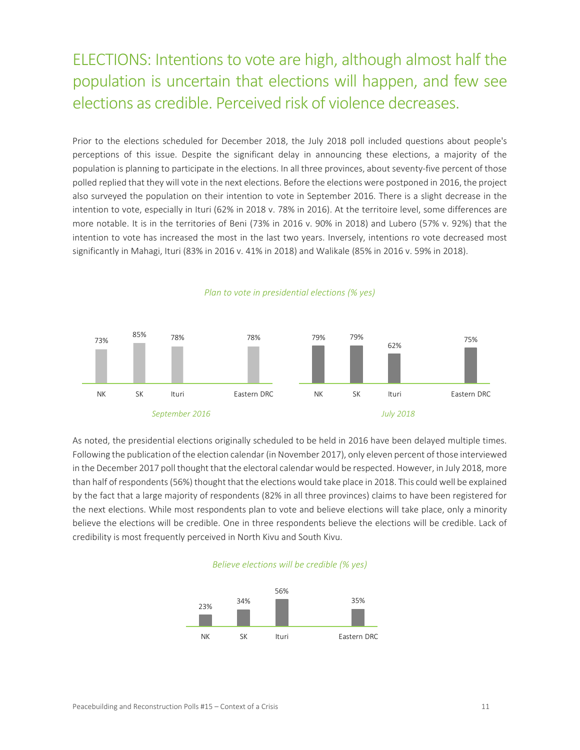# ELECTIONS: Intentions to vote are high, although almost half the population is uncertain that elections will happen, and few see elections as credible. Perceived risk of violence decreases.

Prior to the elections scheduled for December 2018, the July 2018 poll included questions about people's perceptions of this issue. Despite the significant delay in announcing these elections, a majority of the population is planning to participate in the elections. In all three provinces, about seventy-five percent of those polled replied that they will vote in the next elections. Before the elections were postponed in 2016, the project also surveyed the population on their intention to vote in September 2016. There is a slight decrease in the intention to vote, especially in Ituri (62% in 2018 v. 78% in 2016). At the territoire level, some differences are more notable. It is in the territories of Beni (73% in 2016 v. 90% in 2018) and Lubero (57% v. 92%) that the intention to vote has increased the most in the last two years. Inversely, intentions ro vote decreased most significantly in Mahagi, Ituri (83% in 2016 v. 41% in 2018) and Walikale (85% in 2016 v. 59% in 2018).

*Plan to vote in presidential elections (% yes)*

| | NK | SK | Ituri | Eastern DRC |
|---|---|---|---|---|
| September 2016 | 73% | 85% | 78% | 78% |
| July 2018 | 79% | 79% | 62% | 75% |

As noted, the presidential elections originally scheduled to be held in 2016 have been delayed multiple times. Following the publication of the election calendar (in November 2017), only eleven percent of those interviewed in the December 2017 poll thought that the electoral calendar would be respected. However, in July 2018, more than half of respondents (56%) thought that the elections would take place in 2018. This could well be explained by the fact that a large majority of respondents (82% in all three provinces) claims to have been registered for the next elections. While most respondents plan to vote and believe elections will take place, only a minority believe the elections will be credible. One in three respondents believe the elections will be credible. Lack of credibility is most frequently perceived in North Kivu and South Kivu.

*Believe elections will be credible (% yes)*

| NK | SK | Ituri | Eastern DRC |
|---|---|---|---|
| 23% | 34% | 56% | 35% |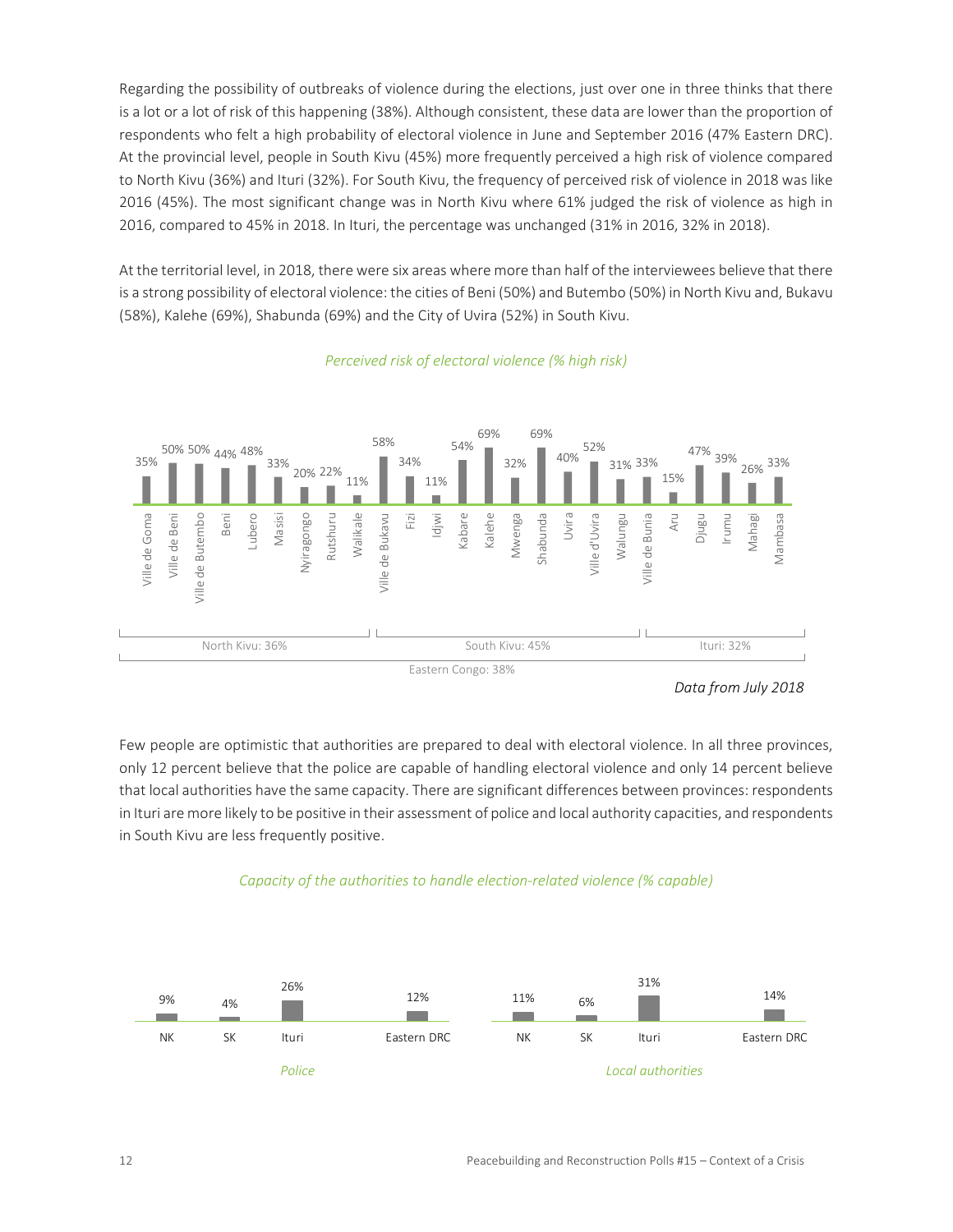Regarding the possibility of outbreaks of violence during the elections, just over one in three thinks that there is a lot or a lot of risk of this happening (38%). Although consistent, these data are lower than the proportion of respondents who felt a high probability of electoral violence in June and September 2016 (47% Eastern DRC). At the provincial level, people in South Kivu (45%) more frequently perceived a high risk of violence compared to North Kivu (36%) and Ituri (32%). For South Kivu, the frequency of perceived risk of violence in 2018 was like 2016 (45%). The most significant change was in North Kivu where 61% judged the risk of violence as high in 2016, compared to 45% in 2018. In Ituri, the percentage was unchanged (31% in 2016, 32% in 2018).

At the territorial level, in 2018, there were six areas where more than half of the interviewees believe that there is a strong possibility of electoral violence: the cities of Beni (50%) and Butembo (50%) in North Kivu and, Bukavu (58%), Kalehe (69%), Shabunda (69%) and the City of Uvira (52%) in South Kivu.

*Perceived risk of electoral violence (% high risk)*

| Province | Area | % high risk |
|---|---|---|
| North Kivu: 36% | Ville de Goma | 35% |
| | Ville de Beni | 50% |
| | Ville de Butembo | 50% |
| | Beni | 44% |
| | Lubero | 48% |
| | Masisi | 33% |
| | Nyiragongo | 20% |
| | Rutshuru | 22% |
| | Walikale | 11% |
| South Kivu: 45% | Ville de Bukavu | 58% |
| | Fizi | 34% |
| | Idjwi | 11% |
| | Kabare | 54% |
| | Kalehe | 69% |
| | Mwenga | 32% |
| | Shabunda | 69% |
| | Uvira | 40% |
| | Ville d'Uvira | 52% |
| | Walungu | 31% |
| Ituri: 32% | Ville de Bunia | 33% |
| | Aru | 15% |
| | Djugu | 47% |
| | Irumu | 39% |
| | Mahagi | 26% |
| | Mambasa | 33% |

Eastern Congo: 38%

*Data from July 2018*

Few people are optimistic that authorities are prepared to deal with electoral violence. In all three provinces, only 12 percent believe that the police are capable of handling electoral violence and only 14 percent believe that local authorities have the same capacity. There are significant differences between provinces: respondents in Ituri are more likely to be positive in their assessment of police and local authority capacities, and respondents in South Kivu are less frequently positive.

*Capacity of the authorities to handle election-related violence (% capable)*

| | NK | SK | Ituri | Eastern DRC |
|---|---|---|---|---|
| *Police* | 9% | 4% | 26% | 12% |
| *Local authorities* | 11% | 6% | 31% | 14% |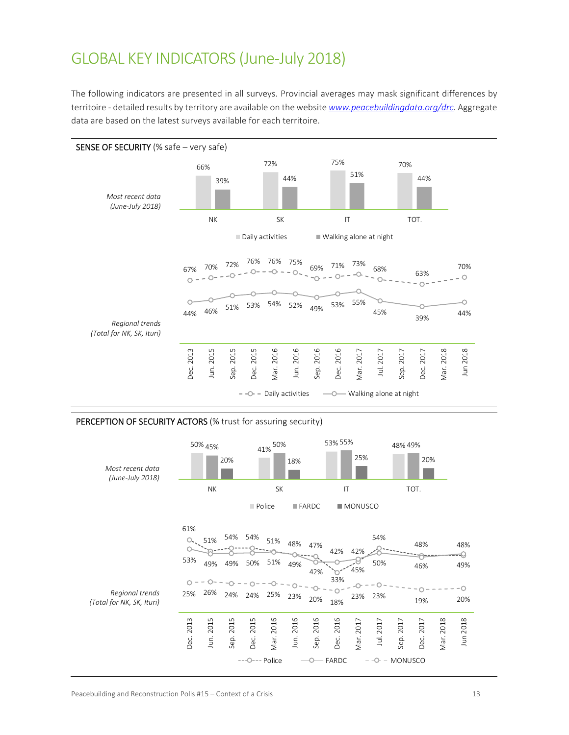# GLOBAL KEY INDICATORS (June-July 2018)

The following indicators are presented in all surveys. Provincial averages may mask significant differences by territoire - detailed results by territory are available on the website [www.peacebuildingdata.org/drc](www.peacebuildingdata.org/drc). Aggregate data are based on the latest surveys available for each territoire.

## SENSE OF SECURITY (% safe – very safe)

*Most recent data (June-July 2018)*

| | NK | SK | IT | TOT. |
|---|---|---|---|---|
| Daily activities | 66% | 72% | 75% | 70% |
| Walking alone at night | 39% | 44% | 51% | 44% |

*Regional trends (Total for NK, SK, Ituri)*

| | Dec. 2013 | Jun. 2015 | Sep. 2015 | Dec. 2015 | Mar. 2016 | Jun. 2016 | Sep. 2016 | Dec. 2016 | Mar. 2017 | Jul. 2017 | Sep. 2017 | Dec. 2017 | Mar. 2018 | Jun 2018 |
|---|---|---|---|---|---|---|---|---|---|---|---|---|---|---|
| Daily activities | 67% | 70% | 72% | 76% | 76% | 75% | 69% | 71% | 73% | 68% | | 63% | | 70% |
| Walking alone at night | 44% | 46% | 51% | 53% | 54% | 52% | 49% | 53% | 55% | 45% | | 39% | | 44% |

## PERCEPTION OF SECURITY ACTORS (% trust for assuring security)

*Most recent data (June-July 2018)*

| | NK | SK | IT | TOT. |
|---|---|---|---|---|
| Police | 50% | 41% | 53% | 48% |
| FARDC | 45% | 50% | 55% | 49% |
| MONUSCO | 20% | 18% | 25% | 20% |

*Regional trends (Total for NK, SK, Ituri)*

| | Dec. 2013 | Jun. 2015 | Sep. 2015 | Dec. 2015 | Mar. 2016 | Jun. 2016 | Sep. 2016 | Dec. 2016 | Mar. 2017 | Jul. 2017 | Sep. 2017 | Dec. 2017 | Mar. 2018 | Jun 2018 |
|---|---|---|---|---|---|---|---|---|---|---|---|---|---|---|
| Police | 61% | 49% | 54% | 54% | 51% | 48% | 47% | 33% | 45% | 54% | | 48% | | 48% |
| FARDC | 53% | 51% | 49% | 50% | 51% | 49% | 42% | 42% | 42% | 50% | | 46% | | 49% |
| MONUSCO | 25% | 26% | 24% | 24% | 25% | 23% | 20% | 18% | 23% | 23% | | 19% | | 20% |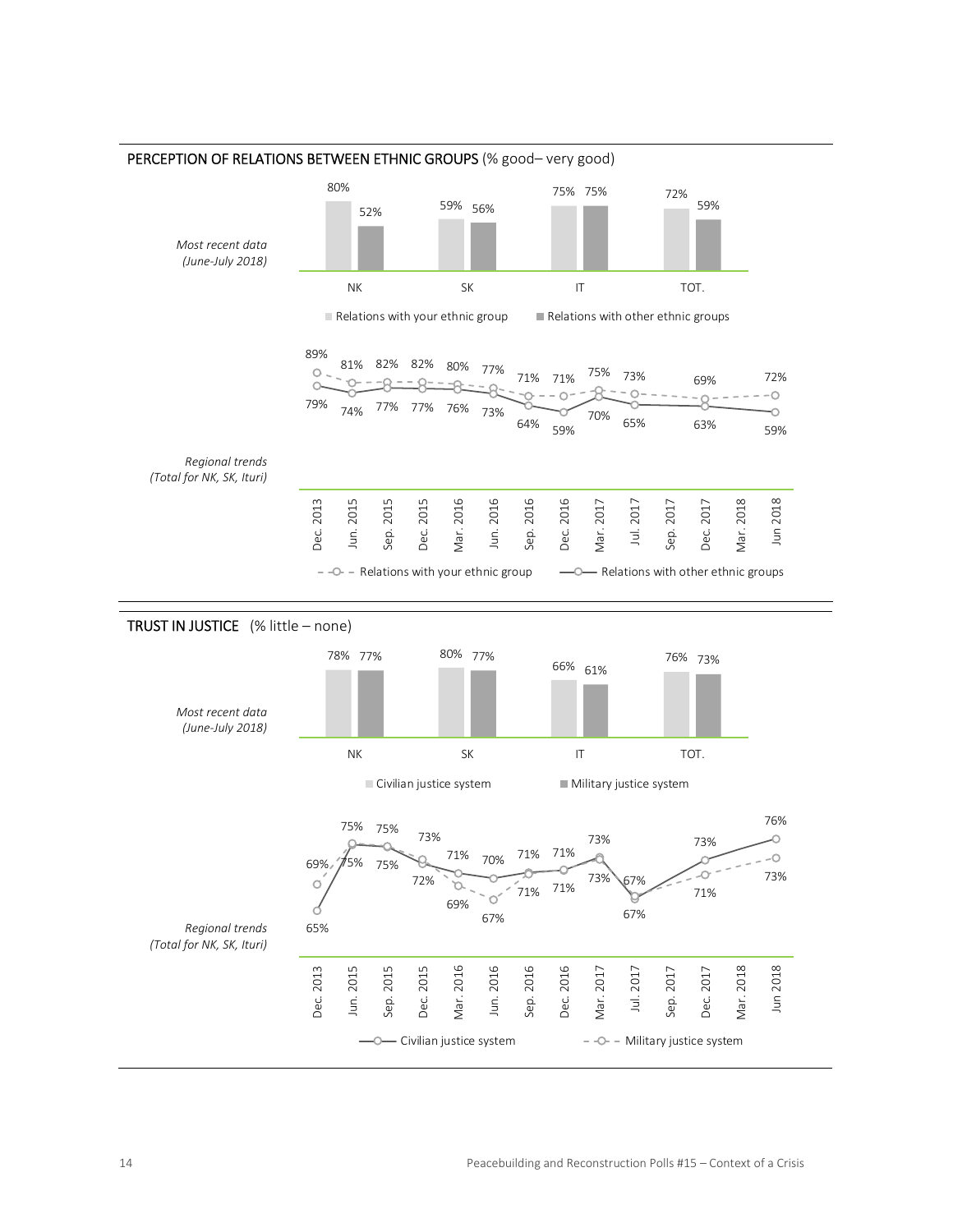## PERCEPTION OF RELATIONS BETWEEN ETHNIC GROUPS (% good– very good)

*Most recent data (June-July 2018)*

| | NK | SK | IT | TOT. |
|---|---|---|---|---|
| Relations with your ethnic group | 80% | 59% | 75% | 72% |
| Relations with other ethnic groups | 52% | 56% | 75% | 59% |

*Regional trends (Total for NK, SK, Ituri)*

| | Dec. 2013 | Jun. 2015 | Sep. 2015 | Dec. 2015 | Mar. 2016 | Jun. 2016 | Sep. 2016 | Dec. 2016 | Mar. 2017 | Jul. 2017 | Sep. 2017 | Dec. 2017 | Mar. 2018 | Jun 2018 |
|---|---|---|---|---|---|---|---|---|---|---|---|---|---|---|
| Relations with your ethnic group | 89% | 81% | 82% | 82% | 80% | 77% | 71% | 71% | 75% | 73% | | 69% | | 72% |
| Relations with other ethnic groups | 79% | 74% | 77% | 77% | 76% | 73% | 64% | 59% | 70% | 65% | | 63% | | 59% |

## TRUST IN JUSTICE (% little – none)

*Most recent data (June-July 2018)*

| | NK | SK | IT | TOT. |
|---|---|---|---|---|
| Civilian justice system | 78% | 80% | 66% | 76% |
| Military justice system | 77% | 77% | 61% | 73% |

*Regional trends (Total for NK, SK, Ituri)*

| | Dec. 2013 | Jun. 2015 | Sep. 2015 | Dec. 2015 | Mar. 2016 | Jun. 2016 | Sep. 2016 | Dec. 2016 | Mar. 2017 | Jul. 2017 | Sep. 2017 | Dec. 2017 | Mar. 2018 | Jun 2018 |
|---|---|---|---|---|---|---|---|---|---|---|---|---|---|---|
| Civilian justice system | 65% | 75% | 75% | 73% | 71% | 70% | 71% | 71% | 73% | 67% | | 73% | | 76% |
| Military justice system | 69% | 75% | 75% | 72% | 69% | 67% | 71% | 71% | 73% | 67% | | 71% | | 73% |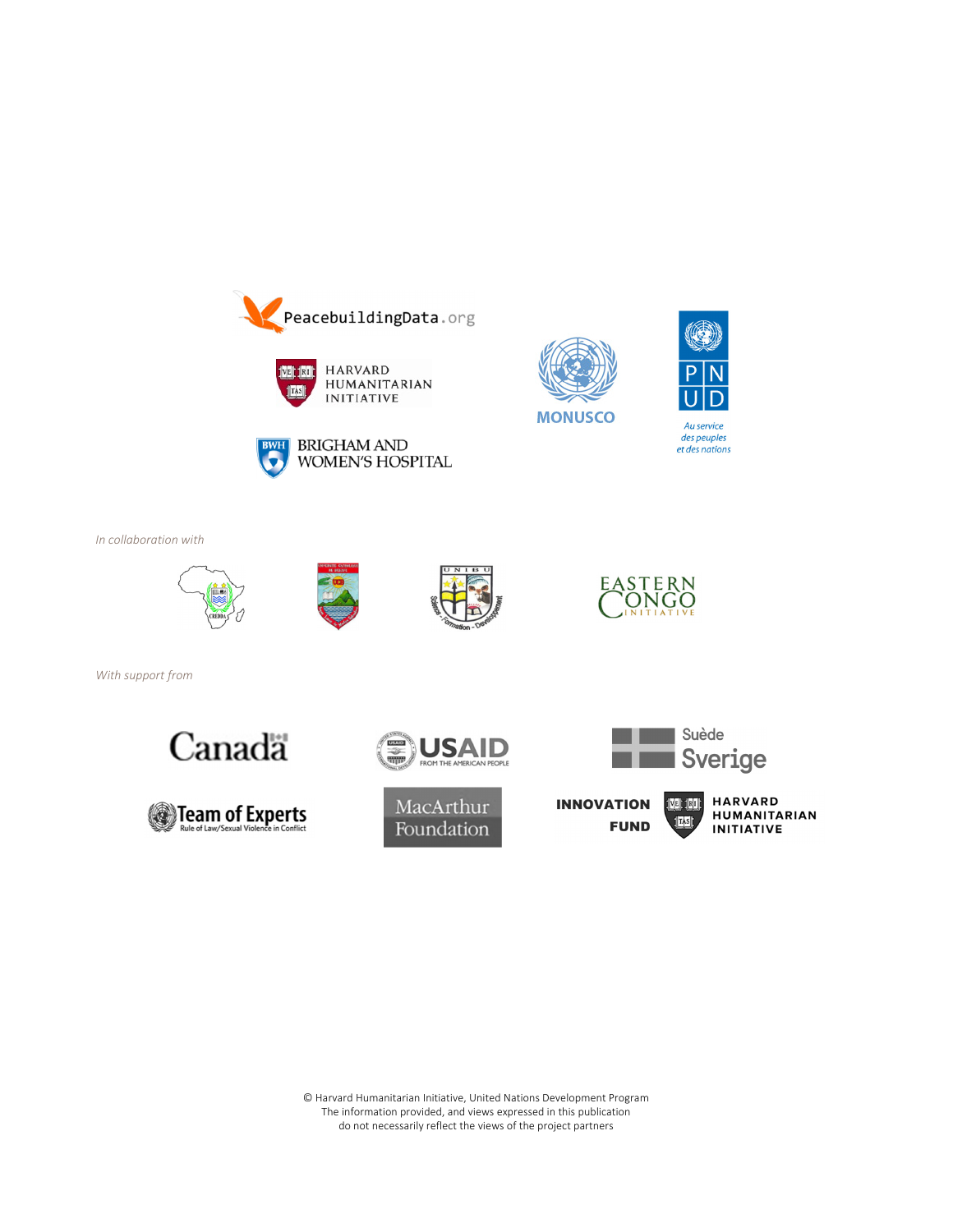PeacebuildingData.org

HARVARD HUMANITARIAN INITIATIVE

BRIGHAM AND WOMEN'S HOSPITAL

MONUSCO

PNUD

*Au service des peuples et des nations*

*In collaboration with*

EASTERN CONGO INITIATIVE

*With support from*

Canada

USAID FROM THE AMERICAN PEOPLE

Suède Sverige

Team of Experts Rule of Law/Sexual Violence in Conflict

MacArthur Foundation

INNOVATION FUND HARVARD HUMANITARIAN INITIATIVE

© Harvard Humanitarian Initiative, United Nations Development Program
The information provided, and views expressed in this publication
do not necessarily reflect the views of the project partners